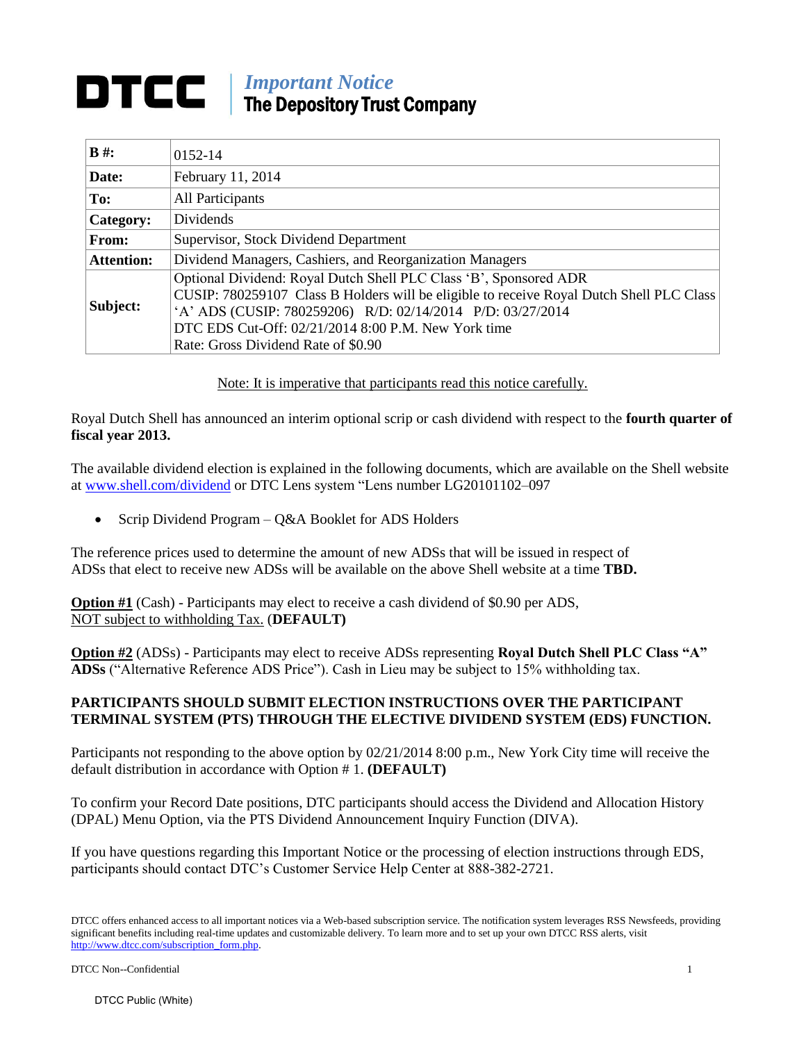# DTCC | *Important Notice*
## The Depository Trust Company

| **B #:** | 0152-14 |
|---|---|
| **Date:** | February 11, 2014 |
| **To:** | All Participants |
| **Category:** | Dividends |
| **From:** | Supervisor, Stock Dividend Department |
| **Attention:** | Dividend Managers, Cashiers, and Reorganization Managers |
| **Subject:** | Optional Dividend: Royal Dutch Shell PLC Class 'B', Sponsored ADR<br>CUSIP: 780259107 Class B Holders will be eligible to receive Royal Dutch Shell PLC Class 'A' ADS (CUSIP: 780259206) R/D: 02/14/2014 P/D: 03/27/2014<br>DTC EDS Cut-Off: 02/21/2014 8:00 P.M. New York time<br>Rate: Gross Dividend Rate of $0.90 |

<u>Note: It is imperative that participants read this notice carefully.</u>

Royal Dutch Shell has announced an interim optional scrip or cash dividend with respect to the **fourth quarter of fiscal year 2013.**

The available dividend election is explained in the following documents, which are available on the Shell website at [www.shell.com/dividend](www.shell.com/dividend) or DTC Lens system "Lens number LG20101102–097

- Scrip Dividend Program – Q&A Booklet for ADS Holders

The reference prices used to determine the amount of new ADSs that will be issued in respect of ADSs that elect to receive new ADSs will be available on the above Shell website at a time **TBD.**

**<u>Option #1</u>** (Cash) - Participants may elect to receive a cash dividend of $0.90 per ADS, <u>NOT subject to withholding Tax.</u> (**DEFAULT)**

**<u>Option #2</u>** (ADSs) - Participants may elect to receive ADSs representing **Royal Dutch Shell PLC Class "A" ADSs** ("Alternative Reference ADS Price"). Cash in Lieu may be subject to 15% withholding tax.

**PARTICIPANTS SHOULD SUBMIT ELECTION INSTRUCTIONS OVER THE PARTICIPANT TERMINAL SYSTEM (PTS) THROUGH THE ELECTIVE DIVIDEND SYSTEM (EDS) FUNCTION.**

Participants not responding to the above option by 02/21/2014 8:00 p.m., New York City time will receive the default distribution in accordance with Option # 1. **(DEFAULT)**

To confirm your Record Date positions, DTC participants should access the Dividend and Allocation History (DPAL) Menu Option, via the PTS Dividend Announcement Inquiry Function (DIVA).

If you have questions regarding this Important Notice or the processing of election instructions through EDS, participants should contact DTC's Customer Service Help Center at 888-382-2721.

DTCC offers enhanced access to all important notices via a Web-based subscription service. The notification system leverages RSS Newsfeeds, providing significant benefits including real-time updates and customizable delivery. To learn more and to set up your own DTCC RSS alerts, visit [http://www.dtcc.com/subscription_form.php](http://www.dtcc.com/subscription_form.php).

DTCC Non--Confidential

DTCC Public (White)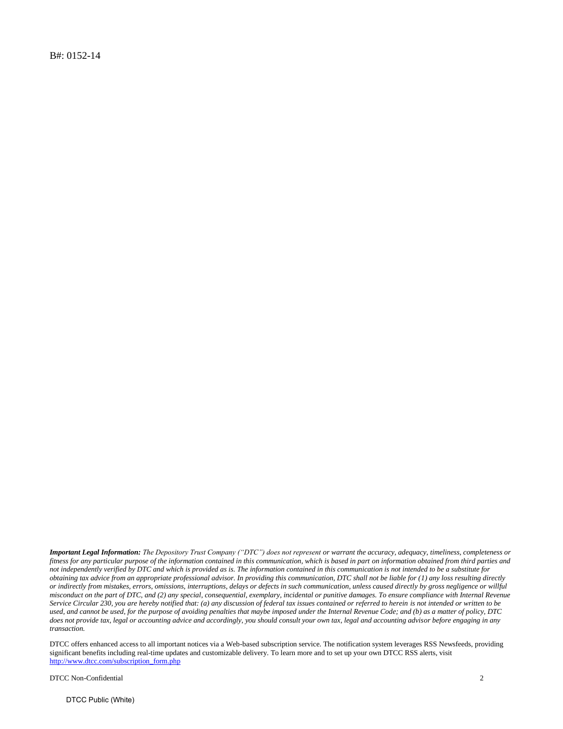B#: 0152-14

***Important Legal Information:*** *The Depository Trust Company ("DTC") does not represent or warrant the accuracy, adequacy, timeliness, completeness or fitness for any particular purpose of the information contained in this communication, which is based in part on information obtained from third parties and not independently verified by DTC and which is provided as is. The information contained in this communication is not intended to be a substitute for obtaining tax advice from an appropriate professional advisor. In providing this communication, DTC shall not be liable for (1) any loss resulting directly or indirectly from mistakes, errors, omissions, interruptions, delays or defects in such communication, unless caused directly by gross negligence or willful misconduct on the part of DTC, and (2) any special, consequential, exemplary, incidental or punitive damages. To ensure compliance with Internal Revenue Service Circular 230, you are hereby notified that: (a) any discussion of federal tax issues contained or referred to herein is not intended or written to be used, and cannot be used, for the purpose of avoiding penalties that maybe imposed under the Internal Revenue Code; and (b) as a matter of policy, DTC does not provide tax, legal or accounting advice and accordingly, you should consult your own tax, legal and accounting advisor before engaging in any transaction.*

DTCC offers enhanced access to all important notices via a Web-based subscription service. The notification system leverages RSS Newsfeeds, providing significant benefits including real-time updates and customizable delivery. To learn more and to set up your own DTCC RSS alerts, visit [http://www.dtcc.com/subscription_form.php](http://www.dtcc.com/subscription_form.php)

DTCC Non-Confidential

DTCC Public (White)